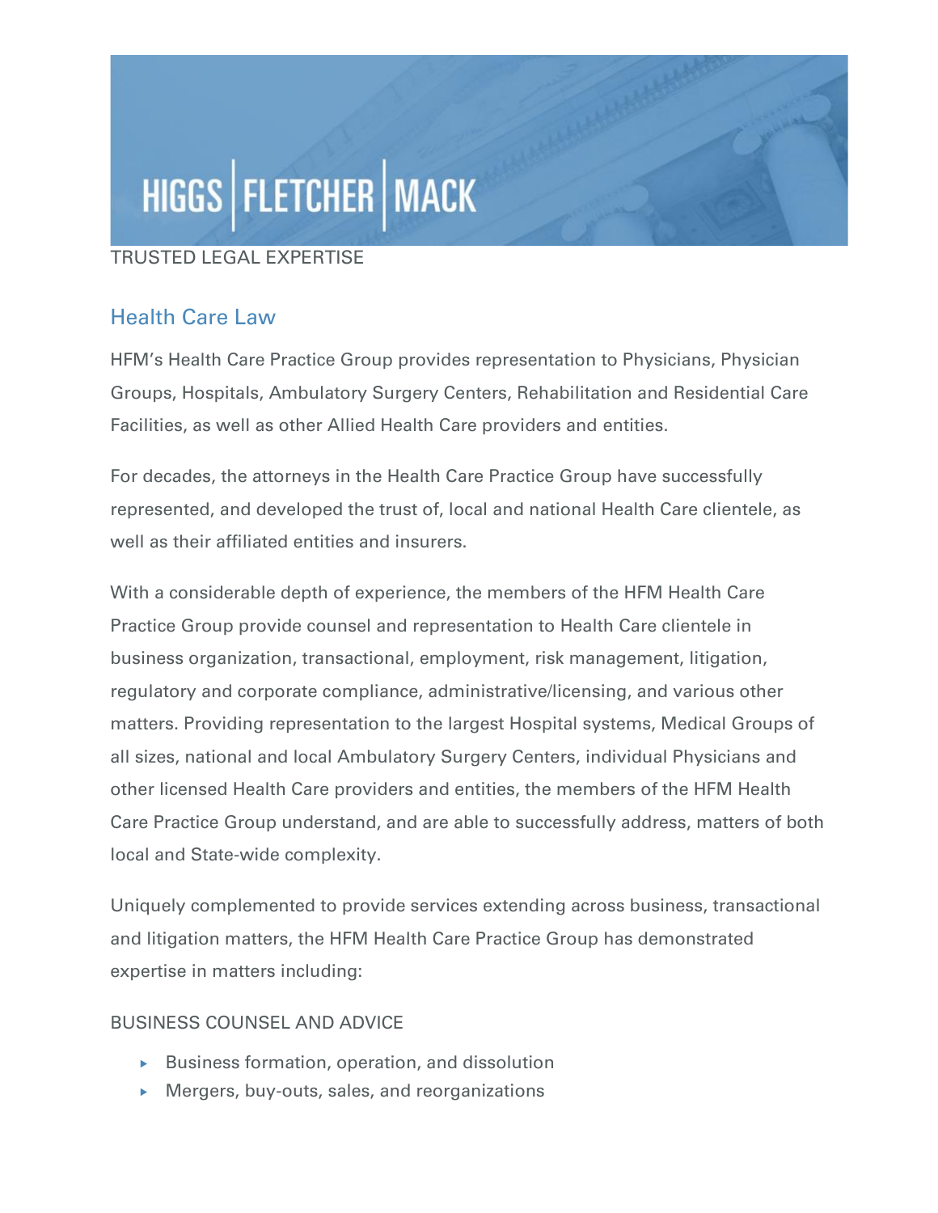HIGGS | FLETCHER | MACK

TRUSTED LEGAL EXPERTISE

## Health Care Law

HFM's Health Care Practice Group provides representation to Physicians, Physician Groups, Hospitals, Ambulatory Surgery Centers, Rehabilitation and Residential Care Facilities, as well as other Allied Health Care providers and entities.

For decades, the attorneys in the Health Care Practice Group have successfully represented, and developed the trust of, local and national Health Care clientele, as well as their affiliated entities and insurers.

With a considerable depth of experience, the members of the HFM Health Care Practice Group provide counsel and representation to Health Care clientele in business organization, transactional, employment, risk management, litigation, regulatory and corporate compliance, administrative/licensing, and various other matters. Providing representation to the largest Hospital systems, Medical Groups of all sizes, national and local Ambulatory Surgery Centers, individual Physicians and other licensed Health Care providers and entities, the members of the HFM Health Care Practice Group understand, and are able to successfully address, matters of both local and State-wide complexity.

Uniquely complemented to provide services extending across business, transactional and litigation matters, the HFM Health Care Practice Group has demonstrated expertise in matters including:

### BUSINESS COUNSEL AND ADVICE

- Business formation, operation, and dissolution
- Mergers, buy-outs, sales, and reorganizations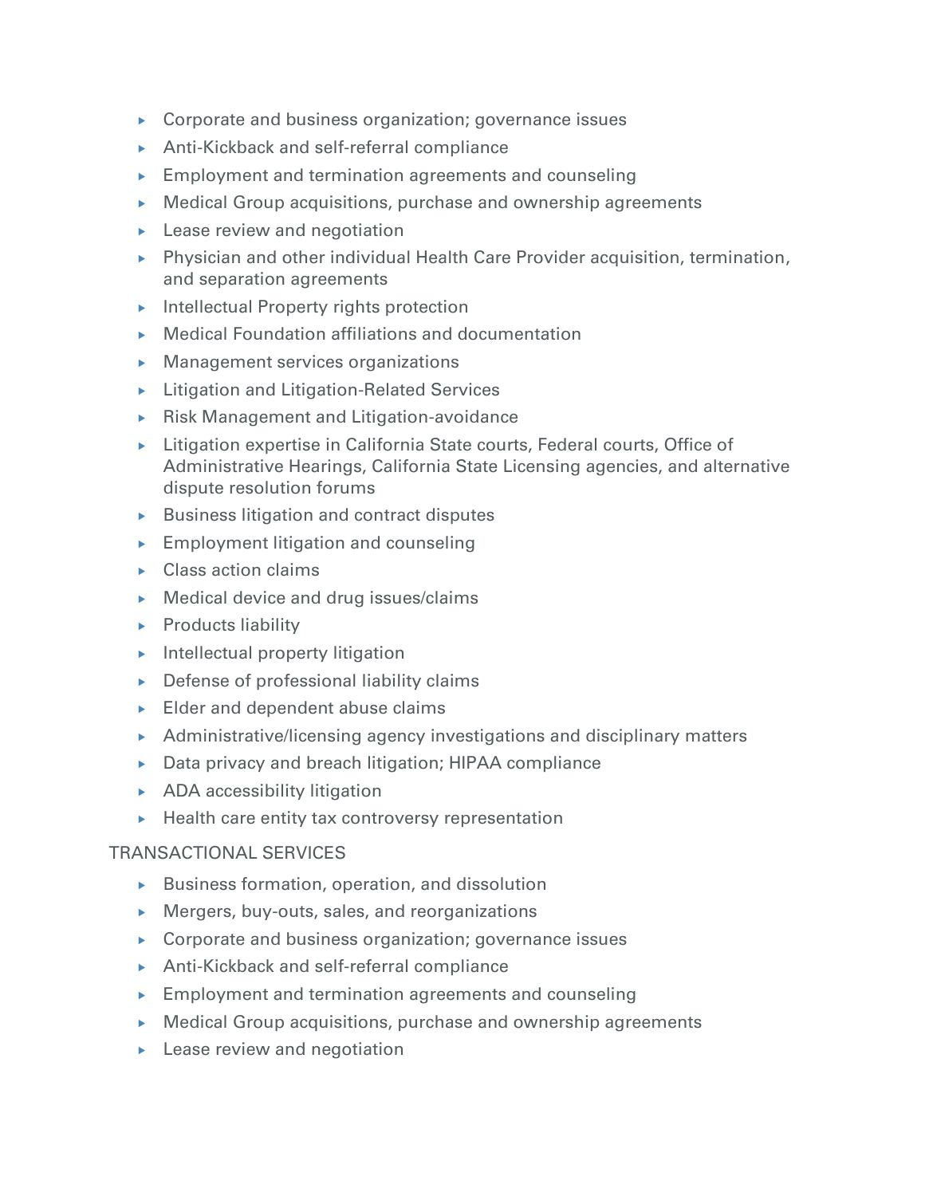- Corporate and business organization; governance issues
- Anti-Kickback and self-referral compliance
- Employment and termination agreements and counseling
- Medical Group acquisitions, purchase and ownership agreements
- Lease review and negotiation
- Physician and other individual Health Care Provider acquisition, termination, and separation agreements
- Intellectual Property rights protection
- Medical Foundation affiliations and documentation
- Management services organizations
- Litigation and Litigation-Related Services
- Risk Management and Litigation-avoidance
- Litigation expertise in California State courts, Federal courts, Office of Administrative Hearings, California State Licensing agencies, and alternative dispute resolution forums
- Business litigation and contract disputes
- Employment litigation and counseling
- Class action claims
- Medical device and drug issues/claims
- Products liability
- Intellectual property litigation
- Defense of professional liability claims
- Elder and dependent abuse claims
- Administrative/licensing agency investigations and disciplinary matters
- Data privacy and breach litigation; HIPAA compliance
- ADA accessibility litigation
- Health care entity tax controversy representation

TRANSACTIONAL SERVICES

- Business formation, operation, and dissolution
- Mergers, buy-outs, sales, and reorganizations
- Corporate and business organization; governance issues
- Anti-Kickback and self-referral compliance
- Employment and termination agreements and counseling
- Medical Group acquisitions, purchase and ownership agreements
- Lease review and negotiation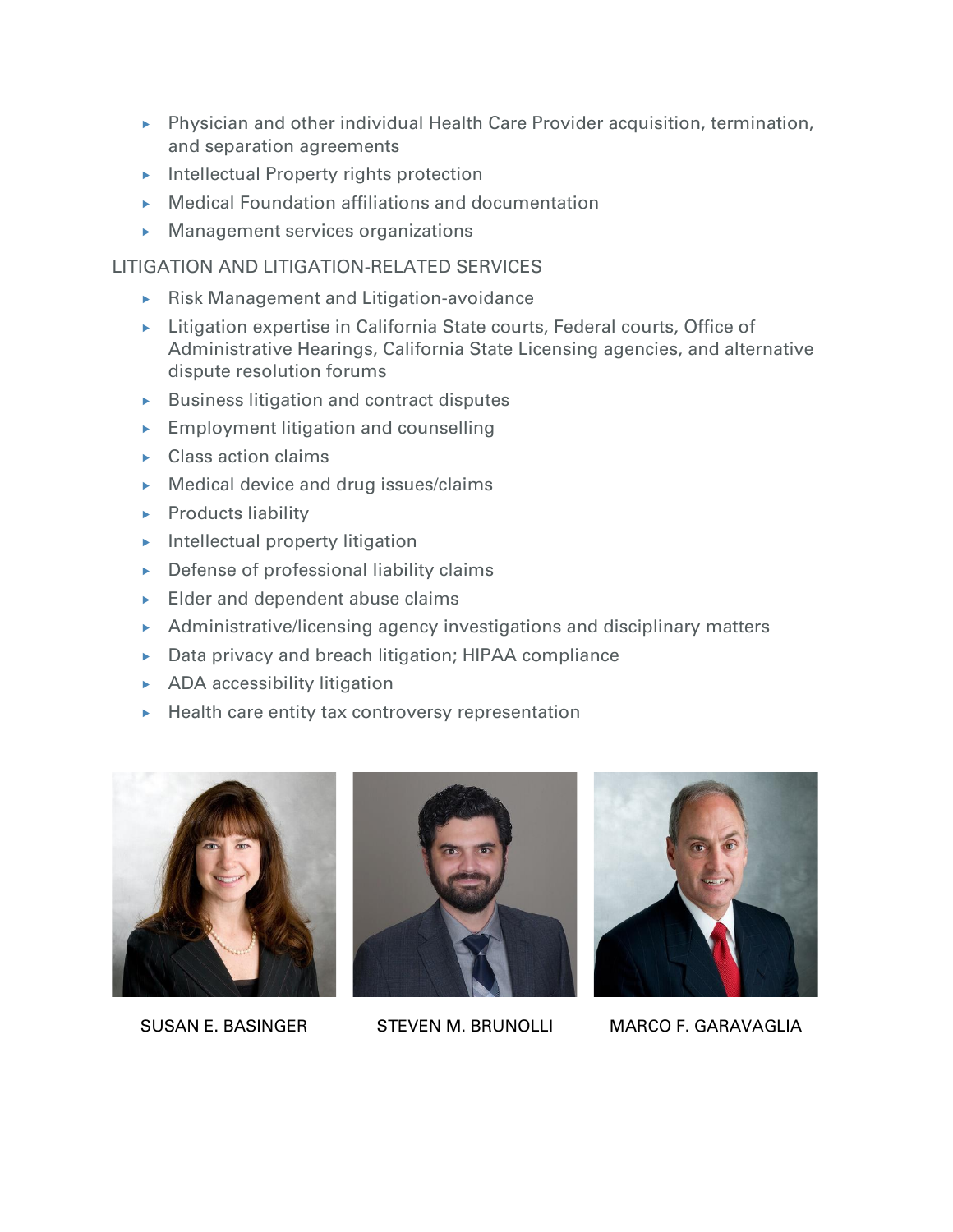- Physician and other individual Health Care Provider acquisition, termination, and separation agreements
- Intellectual Property rights protection
- Medical Foundation affiliations and documentation
- Management services organizations

## LITIGATION AND LITIGATION-RELATED SERVICES

- Risk Management and Litigation-avoidance
- Litigation expertise in California State courts, Federal courts, Office of Administrative Hearings, California State Licensing agencies, and alternative dispute resolution forums
- Business litigation and contract disputes
- Employment litigation and counselling
- Class action claims
- Medical device and drug issues/claims
- Products liability
- Intellectual property litigation
- Defense of professional liability claims
- Elder and dependent abuse claims
- Administrative/licensing agency investigations and disciplinary matters
- Data privacy and breach litigation; HIPAA compliance
- ADA accessibility litigation
- Health care entity tax controversy representation

SUSAN E. BASINGER

STEVEN M. BRUNOLLI

MARCO F. GARAVAGLIA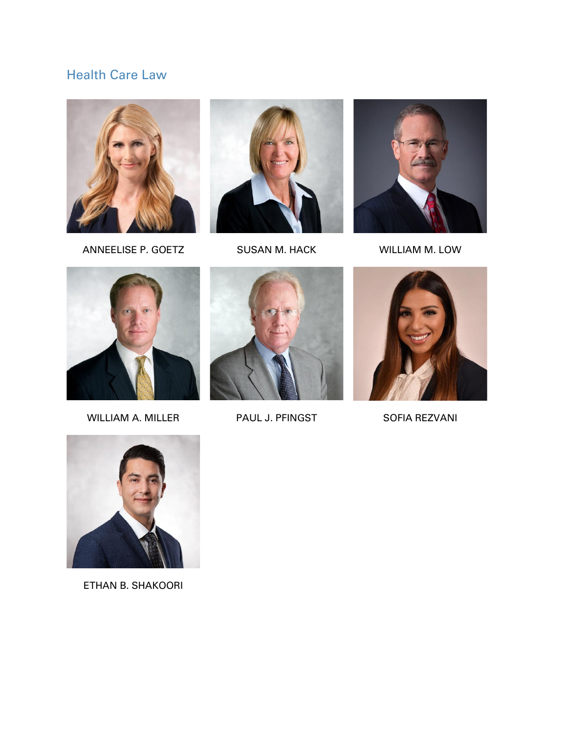## Health Care Law

ANNEELISE P. GOETZ

SUSAN M. HACK

WILLIAM M. LOW

WILLIAM A. MILLER

PAUL J. PFINGST

SOFIA REZVANI

ETHAN B. SHAKOORI